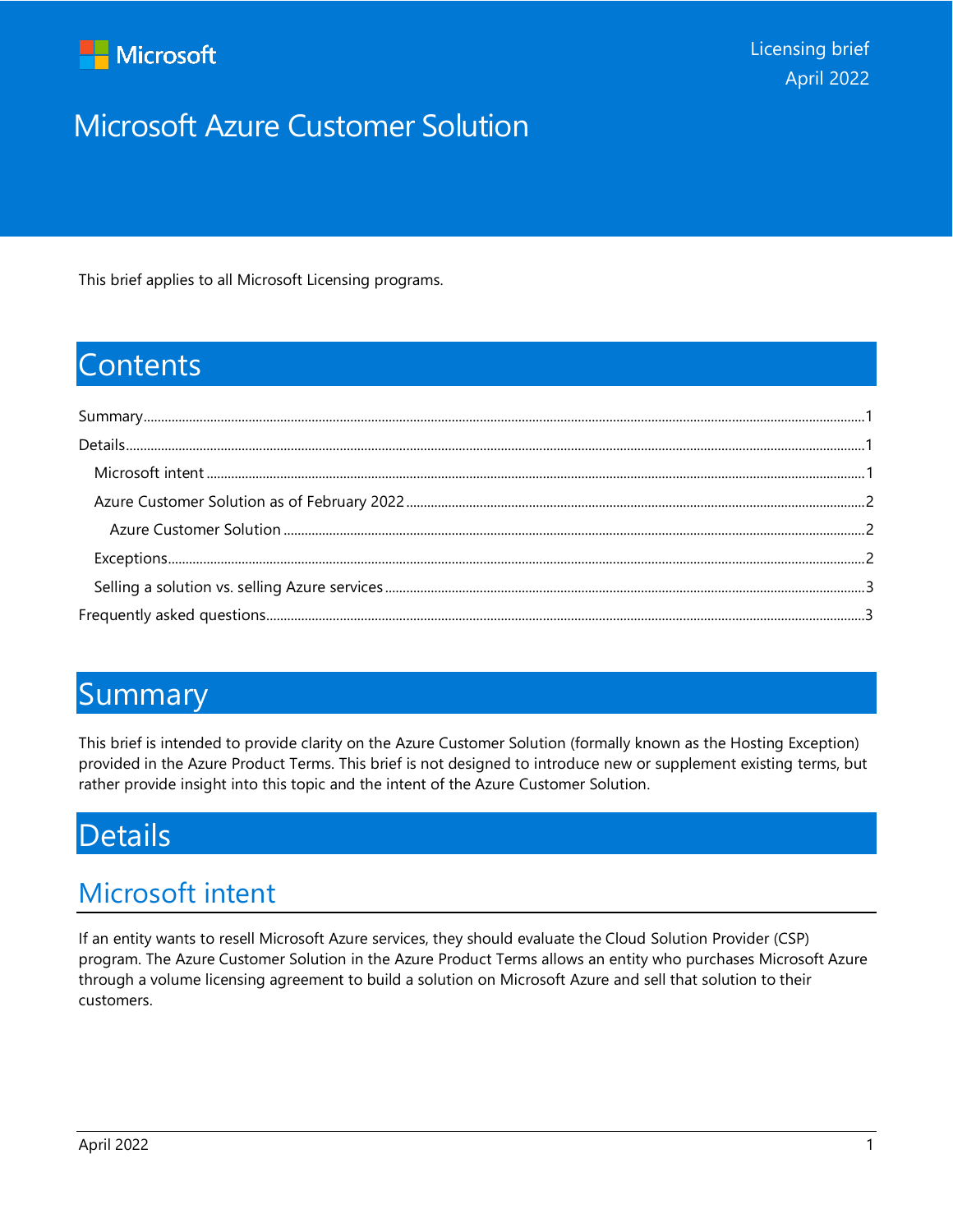Microsoft

Licensing brief
April 2022

# Microsoft Azure Customer Solution

This brief applies to all Microsoft Licensing programs.

# Contents

- Summary ... 1
- Details ... 1
  - Microsoft intent ... 1
  - Azure Customer Solution as of February 2022 ... 2
    - Azure Customer Solution ... 2
  - Exceptions ... 2
  - Selling a solution vs. selling Azure services ... 3
- Frequently asked questions ... 3

# Summary

This brief is intended to provide clarity on the Azure Customer Solution (formally known as the Hosting Exception) provided in the Azure Product Terms. This brief is not designed to introduce new or supplement existing terms, but rather provide insight into this topic and the intent of the Azure Customer Solution.

# Details

## Microsoft intent

If an entity wants to resell Microsoft Azure services, they should evaluate the Cloud Solution Provider (CSP) program. The Azure Customer Solution in the Azure Product Terms allows an entity who purchases Microsoft Azure through a volume licensing agreement to build a solution on Microsoft Azure and sell that solution to their customers.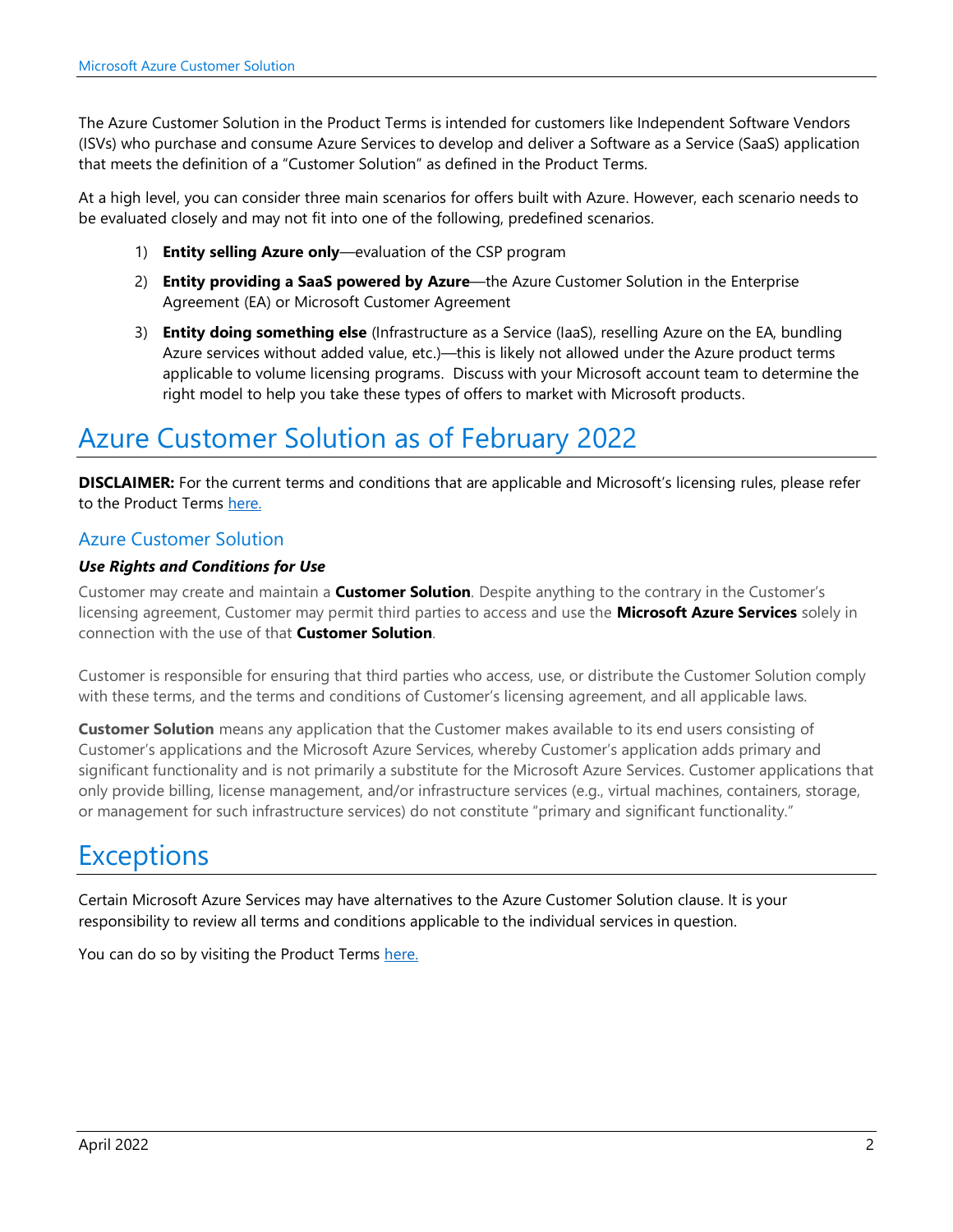The Azure Customer Solution in the Product Terms is intended for customers like Independent Software Vendors (ISVs) who purchase and consume Azure Services to develop and deliver a Software as a Service (SaaS) application that meets the definition of a "Customer Solution" as defined in the Product Terms.

At a high level, you can consider three main scenarios for offers built with Azure. However, each scenario needs to be evaluated closely and may not fit into one of the following, predefined scenarios.

1) **Entity selling Azure only**—evaluation of the CSP program
2) **Entity providing a SaaS powered by Azure**—the Azure Customer Solution in the Enterprise Agreement (EA) or Microsoft Customer Agreement
3) **Entity doing something else** (Infrastructure as a Service (IaaS), reselling Azure on the EA, bundling Azure services without added value, etc.)—this is likely not allowed under the Azure product terms applicable to volume licensing programs. Discuss with your Microsoft account team to determine the right model to help you take these types of offers to market with Microsoft products.

# Azure Customer Solution as of February 2022

**DISCLAIMER:** For the current terms and conditions that are applicable and Microsoft's licensing rules, please refer to the Product Terms here.

## Azure Customer Solution

***Use Rights and Conditions for Use***

Customer may create and maintain a **Customer Solution**. Despite anything to the contrary in the Customer's licensing agreement, Customer may permit third parties to access and use the **Microsoft Azure Services** solely in connection with the use of that **Customer Solution**.

Customer is responsible for ensuring that third parties who access, use, or distribute the Customer Solution comply with these terms, and the terms and conditions of Customer's licensing agreement, and all applicable laws.

**Customer Solution** means any application that the Customer makes available to its end users consisting of Customer's applications and the Microsoft Azure Services, whereby Customer's application adds primary and significant functionality and is not primarily a substitute for the Microsoft Azure Services. Customer applications that only provide billing, license management, and/or infrastructure services (e.g., virtual machines, containers, storage, or management for such infrastructure services) do not constitute "primary and significant functionality."

# Exceptions

Certain Microsoft Azure Services may have alternatives to the Azure Customer Solution clause. It is your responsibility to review all terms and conditions applicable to the individual services in question.

You can do so by visiting the Product Terms here.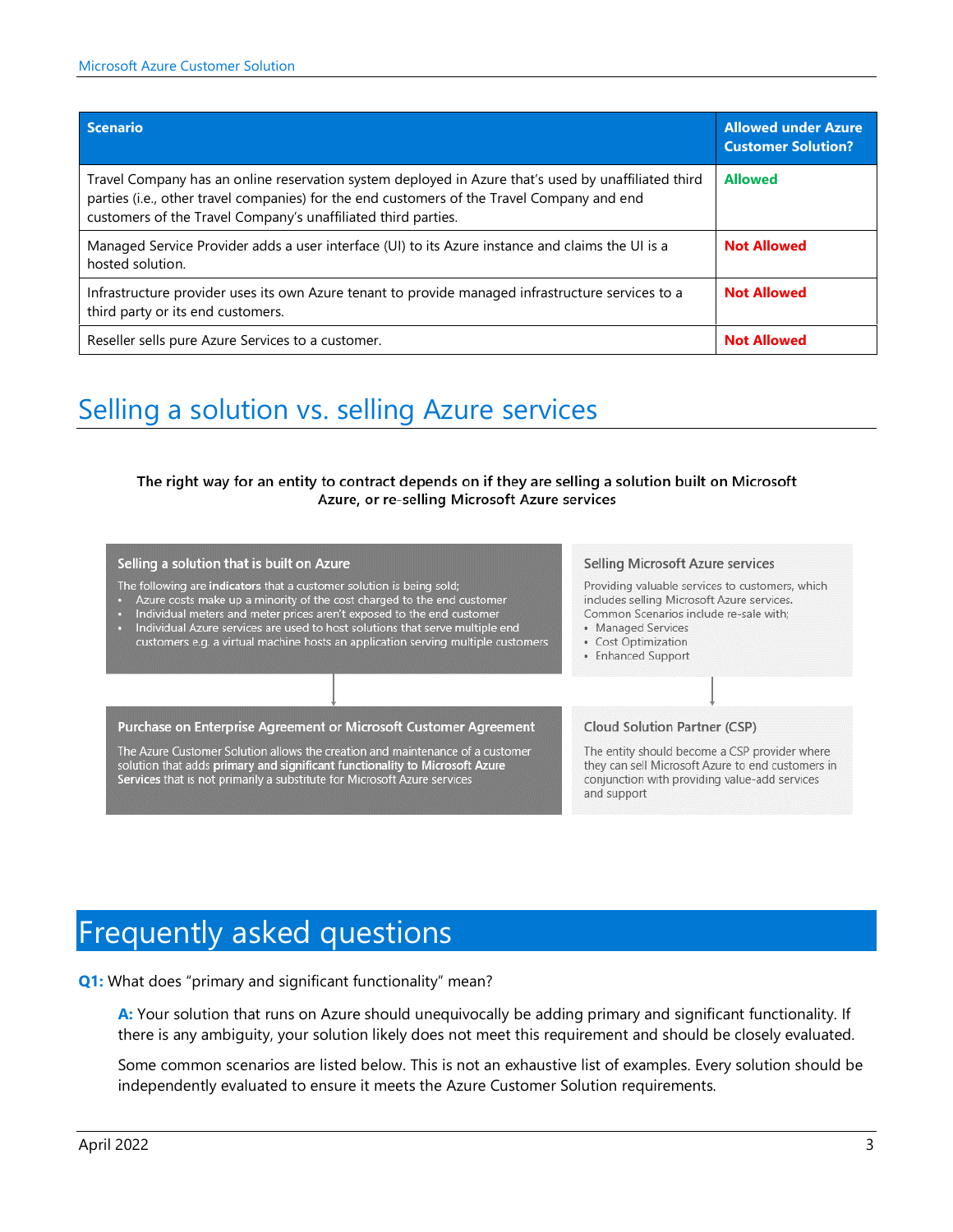| Scenario | Allowed under Azure Customer Solution? |
|---|---|
| Travel Company has an online reservation system deployed in Azure that's used by unaffiliated third parties (i.e., other travel companies) for the end customers of the Travel Company and end customers of the Travel Company's unaffiliated third parties. | Allowed |
| Managed Service Provider adds a user interface (UI) to its Azure instance and claims the UI is a hosted solution. | Not Allowed |
| Infrastructure provider uses its own Azure tenant to provide managed infrastructure services to a third party or its end customers. | Not Allowed |
| Reseller sells pure Azure Services to a customer. | Not Allowed |

## Selling a solution vs. selling Azure services

**The right way for an entity to contract depends on if they are selling a solution built on Microsoft Azure, or re-selling Microsoft Azure services**

**Selling a solution that is built on Azure**

The following are **indicators** that a customer solution is being sold;

- Azure costs make up a minority of the cost charged to the end customer
- Individual meters and meter prices aren't exposed to the end customer
- Individual Azure services are used to host solutions that serve multiple end customers e.g. a virtual machine hosts an application serving multiple customers

**Purchase on Enterprise Agreement or Microsoft Customer Agreement**

The Azure Customer Solution allows the creation and maintenance of a customer solution that adds **primary and significant functionality to Microsoft Azure Services** that is not primarily a substitute for Microsoft Azure services

**Selling Microsoft Azure services**

Providing valuable services to customers, which includes selling Microsoft Azure services. Common Scenarios include re-sale with;

- Managed Services
- Cost Optimization
- Enhanced Support

**Cloud Solution Partner (CSP)**

The entity should become a CSP provider where they can sell Microsoft Azure to end customers in conjunction with providing value-add services and support

# Frequently asked questions

**Q1:** What does "primary and significant functionality" mean?

**A:** Your solution that runs on Azure should unequivocally be adding primary and significant functionality. If there is any ambiguity, your solution likely does not meet this requirement and should be closely evaluated.

Some common scenarios are listed below. This is not an exhaustive list of examples. Every solution should be independently evaluated to ensure it meets the Azure Customer Solution requirements.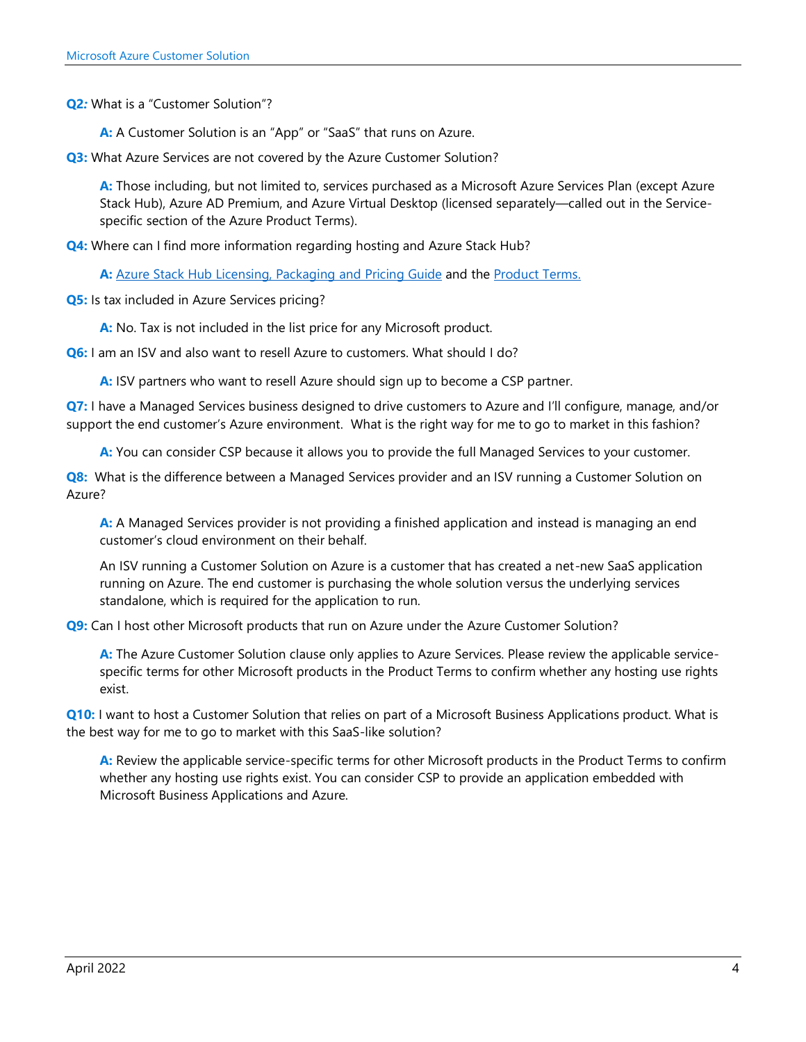**Q2:** What is a "Customer Solution"?

> **A:** A Customer Solution is an "App" or "SaaS" that runs on Azure.

**Q3:** What Azure Services are not covered by the Azure Customer Solution?

> **A:** Those including, but not limited to, services purchased as a Microsoft Azure Services Plan (except Azure Stack Hub), Azure AD Premium, and Azure Virtual Desktop (licensed separately—called out in the Service-specific section of the Azure Product Terms).

**Q4:** Where can I find more information regarding hosting and Azure Stack Hub?

> **A:** Azure Stack Hub Licensing, Packaging and Pricing Guide and the Product Terms.

**Q5:** Is tax included in Azure Services pricing?

> **A:** No. Tax is not included in the list price for any Microsoft product.

**Q6:** I am an ISV and also want to resell Azure to customers. What should I do?

> **A:** ISV partners who want to resell Azure should sign up to become a CSP partner.

**Q7:** I have a Managed Services business designed to drive customers to Azure and I'll configure, manage, and/or support the end customer's Azure environment. What is the right way for me to go to market in this fashion?

> **A:** You can consider CSP because it allows you to provide the full Managed Services to your customer.

**Q8:** What is the difference between a Managed Services provider and an ISV running a Customer Solution on Azure?

> **A:** A Managed Services provider is not providing a finished application and instead is managing an end customer's cloud environment on their behalf.
>
> An ISV running a Customer Solution on Azure is a customer that has created a net-new SaaS application running on Azure. The end customer is purchasing the whole solution versus the underlying services standalone, which is required for the application to run.

**Q9:** Can I host other Microsoft products that run on Azure under the Azure Customer Solution?

> **A:** The Azure Customer Solution clause only applies to Azure Services. Please review the applicable service-specific terms for other Microsoft products in the Product Terms to confirm whether any hosting use rights exist.

**Q10:** I want to host a Customer Solution that relies on part of a Microsoft Business Applications product. What is the best way for me to go to market with this SaaS-like solution?

> **A:** Review the applicable service-specific terms for other Microsoft products in the Product Terms to confirm whether any hosting use rights exist. You can consider CSP to provide an application embedded with Microsoft Business Applications and Azure.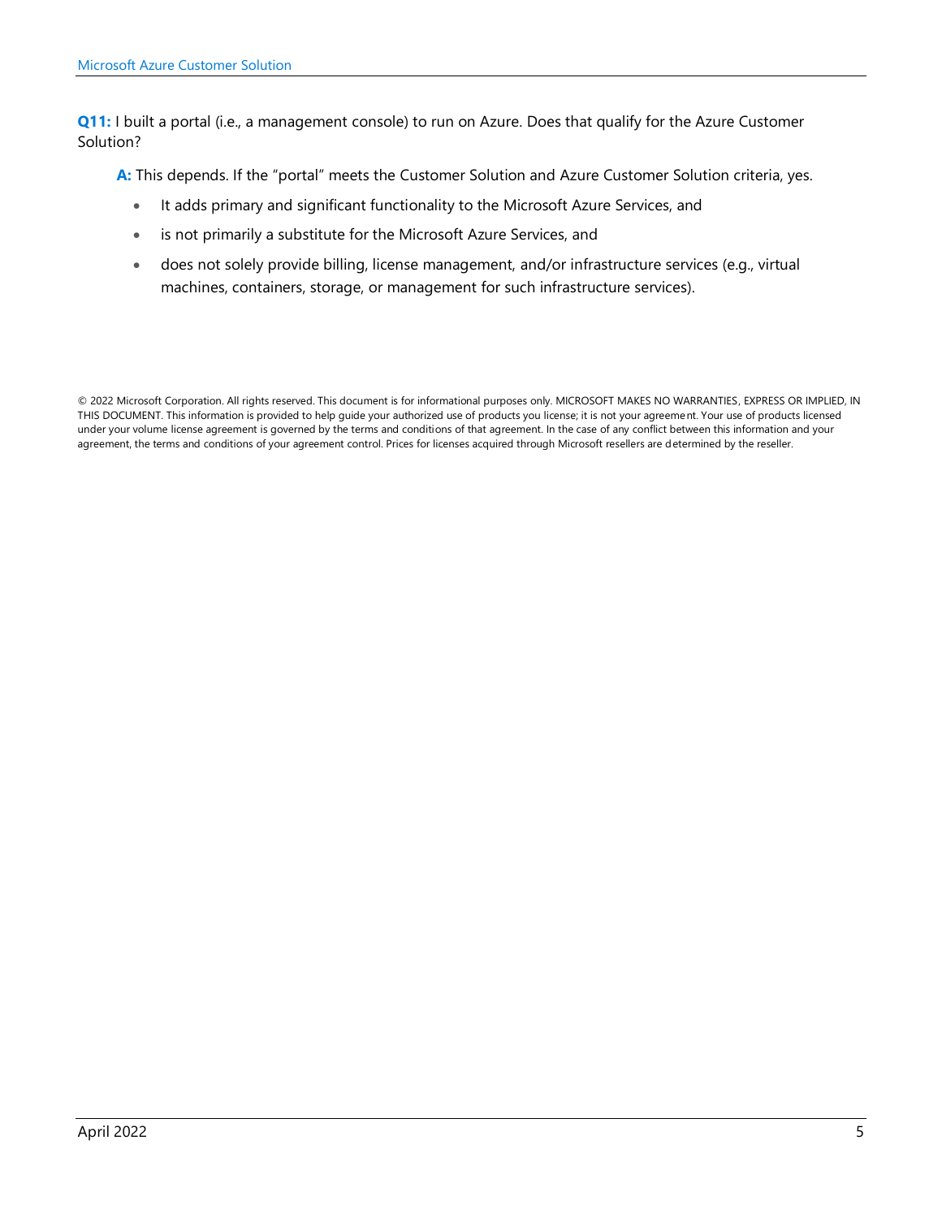**Q11:** I built a portal (i.e., a management console) to run on Azure. Does that qualify for the Azure Customer Solution?

**A:** This depends. If the "portal" meets the Customer Solution and Azure Customer Solution criteria, yes.

- It adds primary and significant functionality to the Microsoft Azure Services, and
- is not primarily a substitute for the Microsoft Azure Services, and
- does not solely provide billing, license management, and/or infrastructure services (e.g., virtual machines, containers, storage, or management for such infrastructure services).

© 2022 Microsoft Corporation. All rights reserved. This document is for informational purposes only. MICROSOFT MAKES NO WARRANTIES, EXPRESS OR IMPLIED, IN THIS DOCUMENT. This information is provided to help guide your authorized use of products you license; it is not your agreement. Your use of products licensed under your volume license agreement is governed by the terms and conditions of that agreement. In the case of any conflict between this information and your agreement, the terms and conditions of your agreement control. Prices for licenses acquired through Microsoft resellers are determined by the reseller.